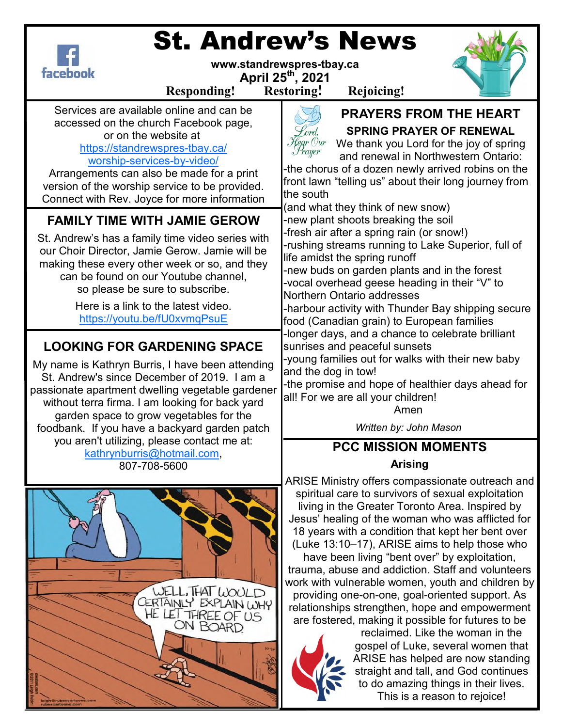# St. Andrew's News

www.standrewspres-tbay.ca

April 25th, 2021

**Responding! Restoring! Rejoicing!**

Services are available online and can be accessed on the church Facebook page, or on the website at https://standrewspres-tbay.ca/worship-services-by-video/

Arrangements can also be made for a print version of the worship service to be provided. Connect with Rev. Joyce for more information

## FAMILY TIME WITH JAMIE GEROW

St. Andrew's has a family time video series with our Choir Director, Jamie Gerow. Jamie will be making these every other week or so, and they can be found on our Youtube channel, so please be sure to subscribe.

Here is a link to the latest video.
https://youtu.be/fU0xvmqPsuE

## LOOKING FOR GARDENING SPACE

My name is Kathryn Burris, I have been attending St. Andrew's since December of 2019. I am a passionate apartment dwelling vegetable gardener without terra firma. I am looking for back yard garden space to grow vegetables for the foodbank. If you have a backyard garden patch you aren't utilizing, please contact me at: kathrynburris@hotmail.com, 807-708-5600

## PRAYERS FROM THE HEART

### SPRING PRAYER OF RENEWAL

We thank you Lord for the joy of spring and renewal in Northwestern Ontario:

-the chorus of a dozen newly arrived robins on the front lawn "telling us" about their long journey from the south
(and what they think of new snow)
-new plant shoots breaking the soil
-fresh air after a spring rain (or snow!)
-rushing streams running to Lake Superior, full of life amidst the spring runoff
-new buds on garden plants and in the forest
-vocal overhead geese heading in their "V" to Northern Ontario addresses
-harbour activity with Thunder Bay shipping secure food (Canadian grain) to European families
-longer days, and a chance to celebrate brilliant sunrises and peaceful sunsets
-young families out for walks with their new baby and the dog in tow!
-the promise and hope of healthier days ahead for all! For we are all your children!

Amen

*Written by: John Mason*

## PCC MISSION MOMENTS

### Arising

ARISE Ministry offers compassionate outreach and spiritual care to survivors of sexual exploitation living in the Greater Toronto Area. Inspired by Jesus' healing of the woman who was afflicted for 18 years with a condition that kept her bent over (Luke 13:10–17), ARISE aims to help those who have been living "bent over" by exploitation, trauma, abuse and addiction. Staff and volunteers work with vulnerable women, youth and children by providing one-on-one, goal-oriented support. As relationships strengthen, hope and empowerment are fostered, making it possible for futures to be reclaimed. Like the woman in the gospel of Luke, several women that ARISE has helped are now standing straight and tall, and God continues to do amazing things in their lives. This is a reason to rejoice!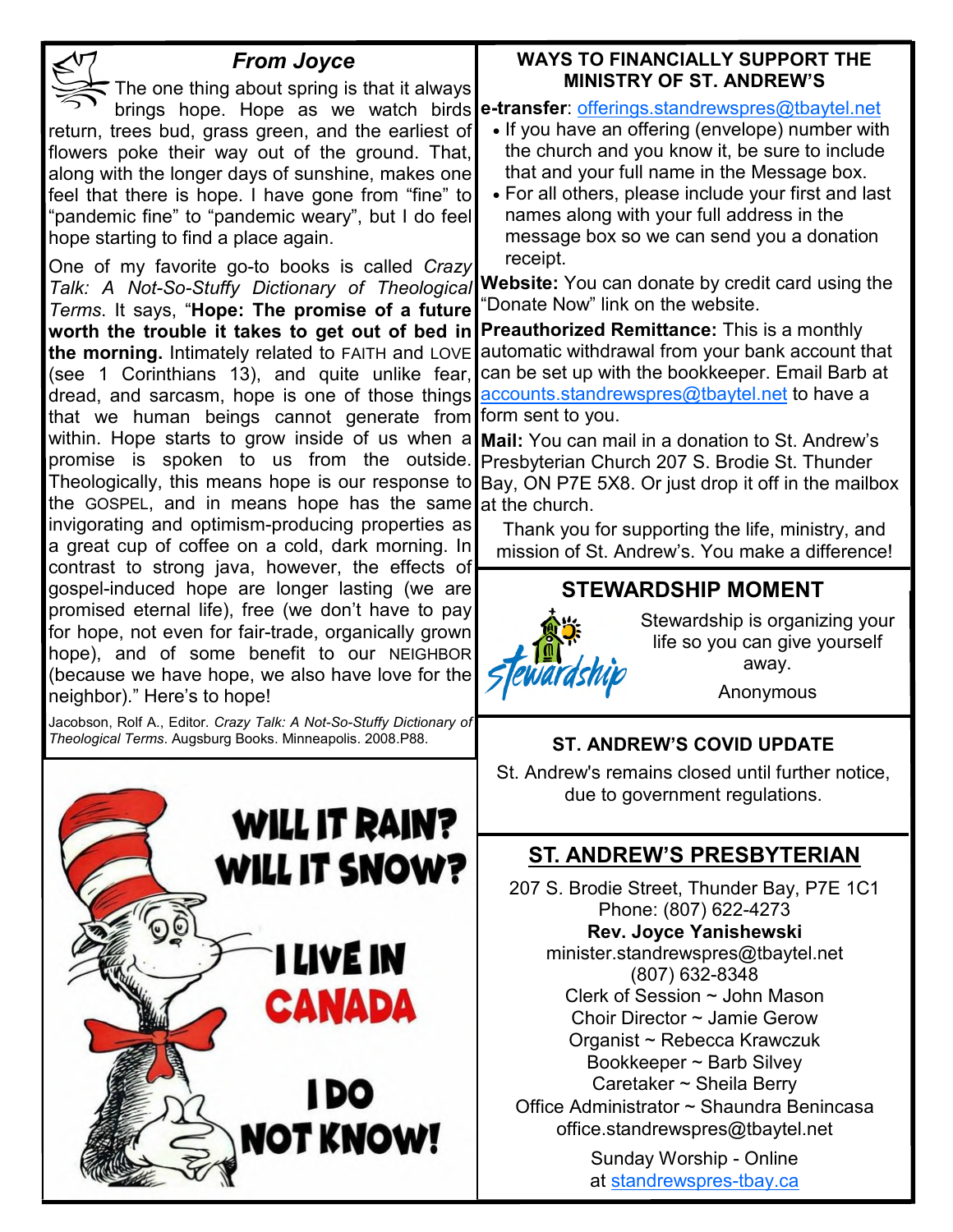## *From Joyce*

The one thing about spring is that it always brings hope. Hope as we watch birds return, trees bud, grass green, and the earliest of flowers poke their way out of the ground. That, along with the longer days of sunshine, makes one feel that there is hope. I have gone from "fine" to "pandemic fine" to "pandemic weary", but I do feel hope starting to find a place again.

One of my favorite go-to books is called *Crazy Talk: A Not-So-Stuffy Dictionary of Theological Terms*. It says, "**Hope: The promise of a future worth the trouble it takes to get out of bed in the morning.** Intimately related to FAITH and LOVE (see 1 Corinthians 13), and quite unlike fear, dread, and sarcasm, hope is one of those things that we human beings cannot generate from within. Hope starts to grow inside of us when a promise is spoken to us from the outside. Theologically, this means hope is our response to the GOSPEL, and in means hope has the same invigorating and optimism-producing properties as a great cup of coffee on a cold, dark morning. In contrast to strong java, however, the effects of gospel-induced hope are longer lasting (we are promised eternal life), free (we don't have to pay for hope, not even for fair-trade, organically grown hope), and of some benefit to our NEIGHBOR (because we have hope, we also have love for the neighbor)." Here's to hope!

Jacobson, Rolf A., Editor. *Crazy Talk: A Not-So-Stuffy Dictionary of Theological Terms*. Augsburg Books. Minneapolis. 2008.P88.

WILL IT RAIN? WILL IT SNOW? I LIVE IN CANADA I DO NOT KNOW!

### WAYS TO FINANCIALLY SUPPORT THE MINISTRY OF ST. ANDREW'S

**e-transfer**: offerings.standrewspres@tbaytel.net

- If you have an offering (envelope) number with the church and you know it, be sure to include that and your full name in the Message box.
- For all others, please include your first and last names along with your full address in the message box so we can send you a donation receipt.

**Website:** You can donate by credit card using the "Donate Now" link on the website.

**Preauthorized Remittance:** This is a monthly automatic withdrawal from your bank account that can be set up with the bookkeeper. Email Barb at accounts.standrewspres@tbaytel.net to have a form sent to you.

**Mail:** You can mail in a donation to St. Andrew's Presbyterian Church 207 S. Brodie St. Thunder Bay, ON P7E 5X8. Or just drop it off in the mailbox at the church.

Thank you for supporting the life, ministry, and mission of St. Andrew's. You make a difference!

### STEWARDSHIP MOMENT

Stewardship is organizing your life so you can give yourself away.

Anonymous

### ST. ANDREW'S COVID UPDATE

St. Andrew's remains closed until further notice, due to government regulations.

### ST. ANDREW'S PRESBYTERIAN

207 S. Brodie Street, Thunder Bay, P7E 1C1
Phone: (807) 622-4273
**Rev. Joyce Yanishewski**
minister.standrewspres@tbaytel.net
(807) 632-8348
Clerk of Session ~ John Mason
Choir Director ~ Jamie Gerow
Organist ~ Rebecca Krawczuk
Bookkeeper ~ Barb Silvey
Caretaker ~ Sheila Berry
Office Administrator ~ Shaundra Benincasa
office.standrewspres@tbaytel.net

Sunday Worship - Online
at standrewspres-tbay.ca